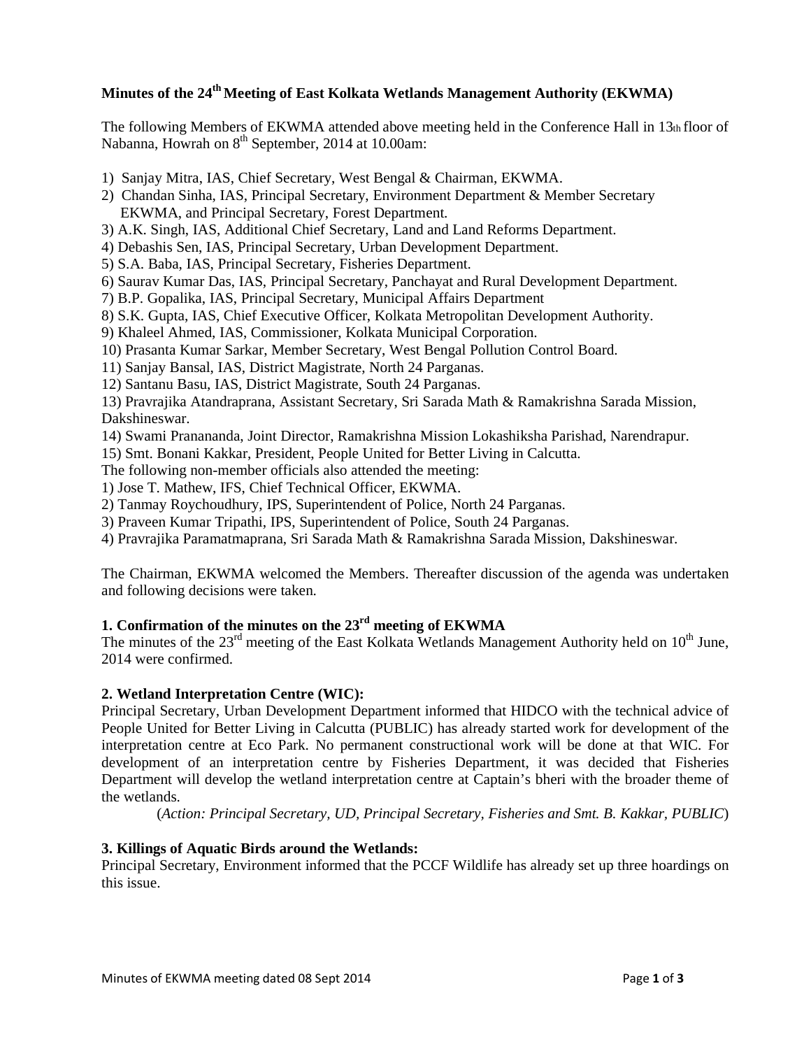# Minutes of the 24th Meeting of East Kolkata Wetlands Management Authority (EKWMA)

The following Members of EKWMA attended above meeting held in the Conference Hall in 13th floor of Nabanna, Howrah on 8th September, 2014 at 10.00am:

1) Sanjay Mitra, IAS, Chief Secretary, West Bengal & Chairman, EKWMA.
2) Chandan Sinha, IAS, Principal Secretary, Environment Department & Member Secretary EKWMA, and Principal Secretary, Forest Department.
3) A.K. Singh, IAS, Additional Chief Secretary, Land and Land Reforms Department.
4) Debashis Sen, IAS, Principal Secretary, Urban Development Department.
5) S.A. Baba, IAS, Principal Secretary, Fisheries Department.
6) Saurav Kumar Das, IAS, Principal Secretary, Panchayat and Rural Development Department.
7) B.P. Gopalika, IAS, Principal Secretary, Municipal Affairs Department
8) S.K. Gupta, IAS, Chief Executive Officer, Kolkata Metropolitan Development Authority.
9) Khaleel Ahmed, IAS, Commissioner, Kolkata Municipal Corporation.
10) Prasanta Kumar Sarkar, Member Secretary, West Bengal Pollution Control Board.
11) Sanjay Bansal, IAS, District Magistrate, North 24 Parganas.
12) Santanu Basu, IAS, District Magistrate, South 24 Parganas.
13) Pravrajika Atandraprana, Assistant Secretary, Sri Sarada Math & Ramakrishna Sarada Mission, Dakshineswar.
14) Swami Pranananda, Joint Director, Ramakrishna Mission Lokashiksha Parishad, Narendrapur.
15) Smt. Bonani Kakkar, President, People United for Better Living in Calcutta.

The following non-member officials also attended the meeting:

1) Jose T. Mathew, IFS, Chief Technical Officer, EKWMA.
2) Tanmay Roychoudhury, IPS, Superintendent of Police, North 24 Parganas.
3) Praveen Kumar Tripathi, IPS, Superintendent of Police, South 24 Parganas.
4) Pravrajika Paramatmaprana, Sri Sarada Math & Ramakrishna Sarada Mission, Dakshineswar.

The Chairman, EKWMA welcomed the Members. Thereafter discussion of the agenda was undertaken and following decisions were taken.

## 1. Confirmation of the minutes on the 23rd meeting of EKWMA

The minutes of the 23rd meeting of the East Kolkata Wetlands Management Authority held on 10th June, 2014 were confirmed.

## 2. Wetland Interpretation Centre (WIC):

Principal Secretary, Urban Development Department informed that HIDCO with the technical advice of People United for Better Living in Calcutta (PUBLIC) has already started work for development of the interpretation centre at Eco Park. No permanent constructional work will be done at that WIC. For development of an interpretation centre by Fisheries Department, it was decided that Fisheries Department will develop the wetland interpretation centre at Captain's bheri with the broader theme of the wetlands.

(*Action: Principal Secretary, UD, Principal Secretary, Fisheries and Smt. B. Kakkar, PUBLIC*)

## 3. Killings of Aquatic Birds around the Wetlands:

Principal Secretary, Environment informed that the PCCF Wildlife has already set up three hoardings on this issue.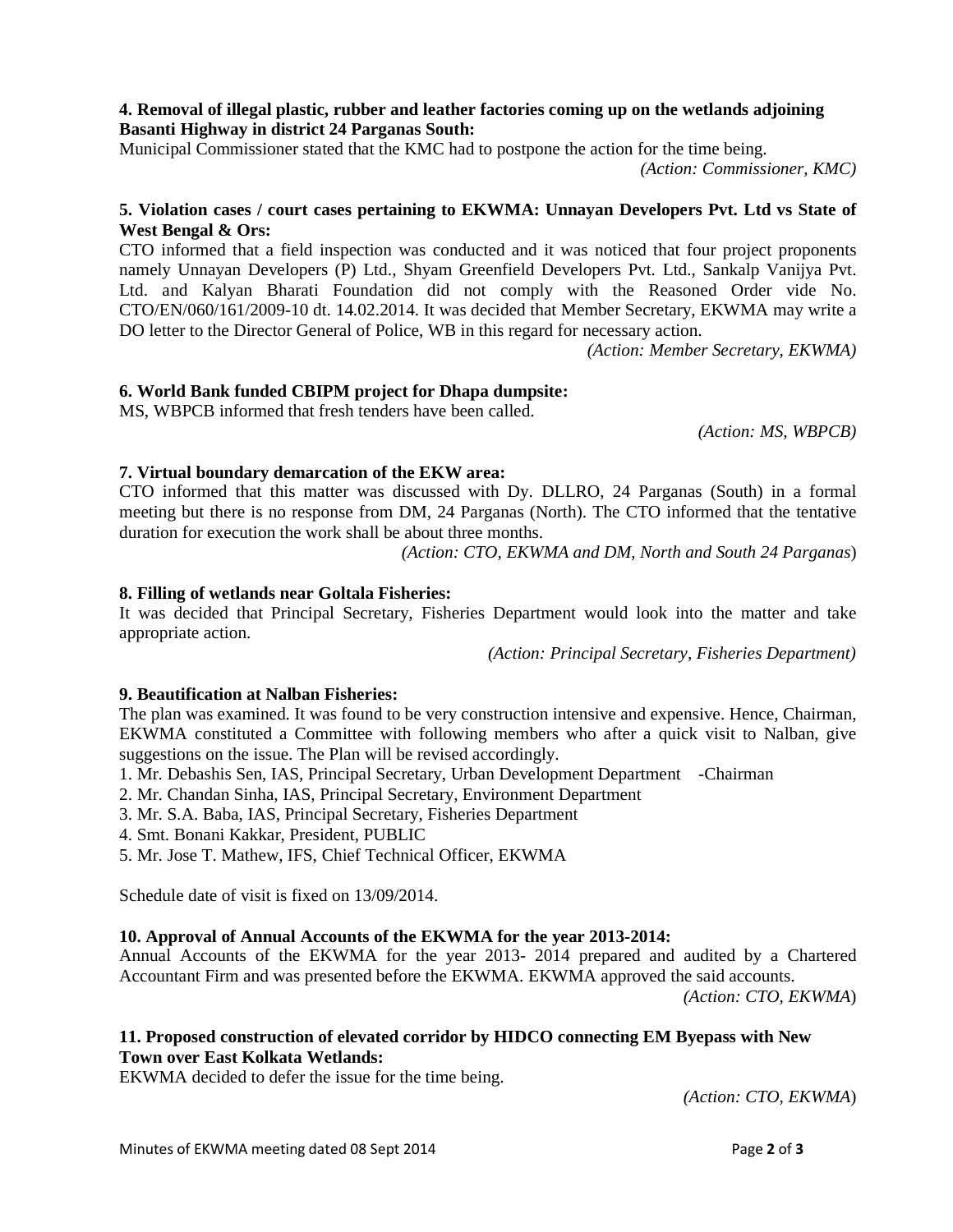**4. Removal of illegal plastic, rubber and leather factories coming up on the wetlands adjoining Basanti Highway in district 24 Parganas South:**

Municipal Commissioner stated that the KMC had to postpone the action for the time being.

*(Action: Commissioner, KMC)*

**5. Violation cases / court cases pertaining to EKWMA: Unnayan Developers Pvt. Ltd vs State of West Bengal & Ors:**

CTO informed that a field inspection was conducted and it was noticed that four project proponents namely Unnayan Developers (P) Ltd., Shyam Greenfield Developers Pvt. Ltd., Sankalp Vanijya Pvt. Ltd. and Kalyan Bharati Foundation did not comply with the Reasoned Order vide No. CTO/EN/060/161/2009-10 dt. 14.02.2014. It was decided that Member Secretary, EKWMA may write a DO letter to the Director General of Police, WB in this regard for necessary action.

*(Action: Member Secretary, EKWMA)*

**6. World Bank funded CBIPM project for Dhapa dumpsite:**

MS, WBPCB informed that fresh tenders have been called.

*(Action: MS, WBPCB)*

**7. Virtual boundary demarcation of the EKW area:**

CTO informed that this matter was discussed with Dy. DLLRO, 24 Parganas (South) in a formal meeting but there is no response from DM, 24 Parganas (North). The CTO informed that the tentative duration for execution the work shall be about three months.

*(Action: CTO, EKWMA and DM, North and South 24 Parganas)*

**8. Filling of wetlands near Goltala Fisheries:**

It was decided that Principal Secretary, Fisheries Department would look into the matter and take appropriate action.

*(Action: Principal Secretary, Fisheries Department)*

**9. Beautification at Nalban Fisheries:**

The plan was examined. It was found to be very construction intensive and expensive. Hence, Chairman, EKWMA constituted a Committee with following members who after a quick visit to Nalban, give suggestions on the issue. The Plan will be revised accordingly.

1. Mr. Debashis Sen, IAS, Principal Secretary, Urban Development Department -Chairman
2. Mr. Chandan Sinha, IAS, Principal Secretary, Environment Department
3. Mr. S.A. Baba, IAS, Principal Secretary, Fisheries Department
4. Smt. Bonani Kakkar, President, PUBLIC
5. Mr. Jose T. Mathew, IFS, Chief Technical Officer, EKWMA

Schedule date of visit is fixed on 13/09/2014.

**10. Approval of Annual Accounts of the EKWMA for the year 2013-2014:**

Annual Accounts of the EKWMA for the year 2013- 2014 prepared and audited by a Chartered Accountant Firm and was presented before the EKWMA. EKWMA approved the said accounts.

*(Action: CTO, EKWMA)*

**11. Proposed construction of elevated corridor by HIDCO connecting EM Byepass with New Town over East Kolkata Wetlands:**

EKWMA decided to defer the issue for the time being.

*(Action: CTO, EKWMA)*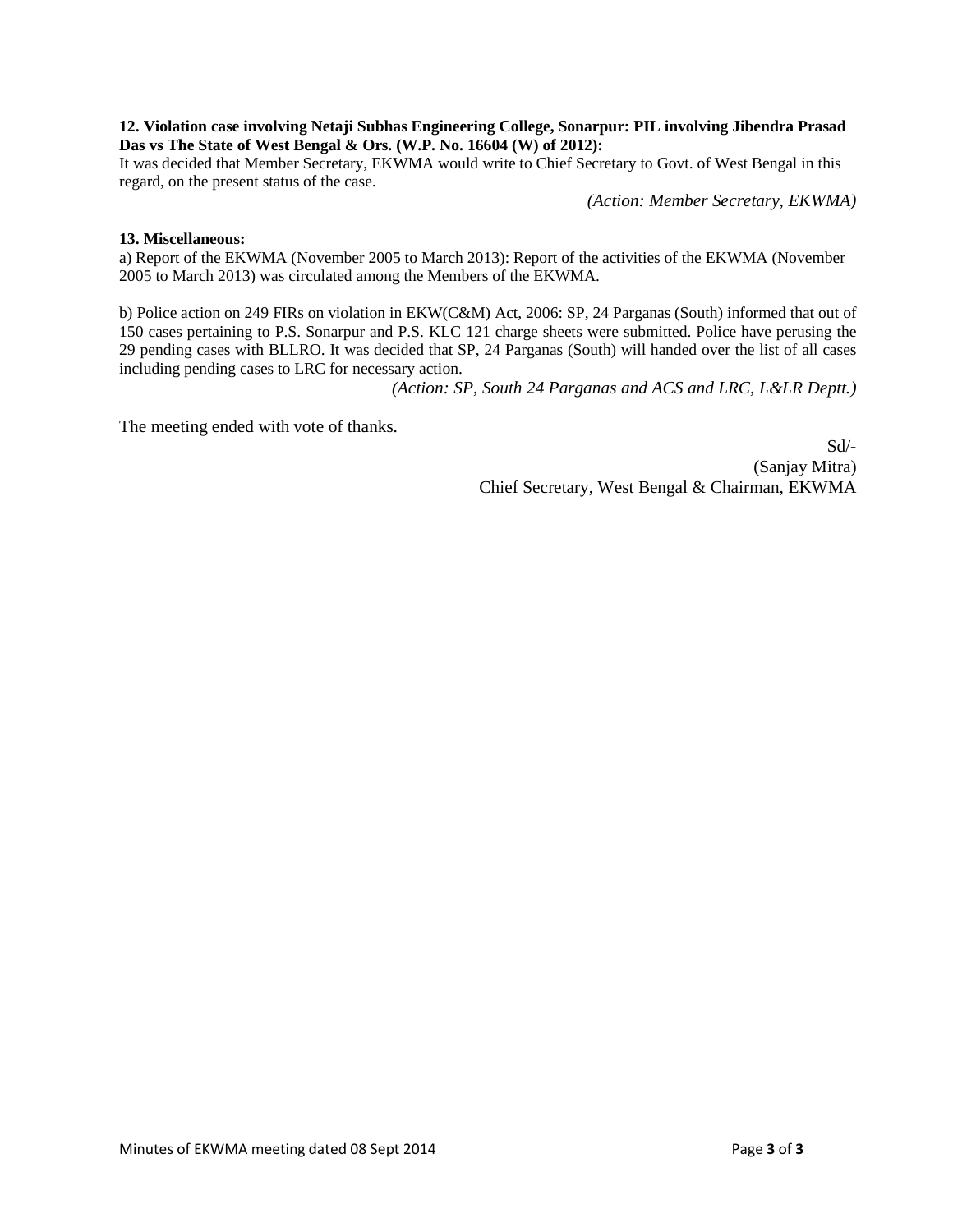**12. Violation case involving Netaji Subhas Engineering College, Sonarpur: PIL involving Jibendra Prasad Das vs The State of West Bengal & Ors. (W.P. No. 16604 (W) of 2012):**

It was decided that Member Secretary, EKWMA would write to Chief Secretary to Govt. of West Bengal in this regard, on the present status of the case.

*(Action: Member Secretary, EKWMA)*

**13. Miscellaneous:**

a) Report of the EKWMA (November 2005 to March 2013): Report of the activities of the EKWMA (November 2005 to March 2013) was circulated among the Members of the EKWMA.

b) Police action on 249 FIRs on violation in EKW(C&M) Act, 2006: SP, 24 Parganas (South) informed that out of 150 cases pertaining to P.S. Sonarpur and P.S. KLC 121 charge sheets were submitted. Police have perusing the 29 pending cases with BLLRO. It was decided that SP, 24 Parganas (South) will handed over the list of all cases including pending cases to LRC for necessary action.

*(Action: SP, South 24 Parganas and ACS and LRC, L&LR Deptt.)*

The meeting ended with vote of thanks.

Sd/-
(Sanjay Mitra)
Chief Secretary, West Bengal & Chairman, EKWMA